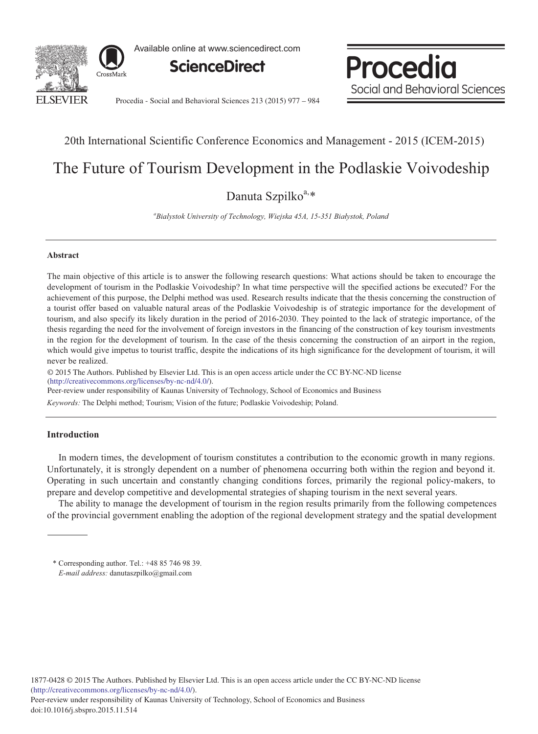20th International Scientific Conference Economics and Management - 2015 (ICEM-2015)

# The Future of Tourism Development in the Podlaskie Voivodeship

Danuta Szpilko[a,*]

[a]*Bialystok University of Technology, Wiejska 45A, 15-351 Białystok, Poland*

---

**Abstract**

The main objective of this article is to answer the following research questions: What actions should be taken to encourage the development of tourism in the Podlaskie Voivodeship? In what time perspective will the specified actions be executed? For the achievement of this purpose, the Delphi method was used. Research results indicate that the thesis concerning the construction of a tourist offer based on valuable natural areas of the Podlaskie Voivodeship is of strategic importance for the development of tourism, and also specify its likely duration in the period of 2016-2030. They pointed to the lack of strategic importance, of the thesis regarding the need for the involvement of foreign investors in the financing of the construction of key tourism investments in the region for the development of tourism. In the case of the thesis concerning the construction of an airport in the region, which would give impetus to tourist traffic, despite the indications of its high significance for the development of tourism, it will never be realized.

© 2015 The Authors. Published by Elsevier Ltd. This is an open access article under the CC BY-NC-ND license (http://creativecommons.org/licenses/by-nc-nd/4.0/).
Peer-review under responsibility of Kaunas University of Technology, School of Economics and Business

*Keywords:* The Delphi method; Tourism; Vision of the future; Podlaskie Voivodeship; Poland.

---

## Introduction

In modern times, the development of tourism constitutes a contribution to the economic growth in many regions. Unfortunately, it is strongly dependent on a number of phenomena occurring both within the region and beyond it. Operating in such uncertain and constantly changing conditions forces, primarily the regional policy-makers, to prepare and develop competitive and developmental strategies of shaping tourism in the next several years.

The ability to manage the development of tourism in the region results primarily from the following competences of the provincial government enabling the adoption of the regional development strategy and the spatial development

\* Corresponding author. Tel.: +48 85 746 98 39.
*E-mail address:* danutaszpilko@gmail.com

1877-0428 © 2015 The Authors. Published by Elsevier Ltd. This is an open access article under the CC BY-NC-ND license (http://creativecommons.org/licenses/by-nc-nd/4.0/).
Peer-review under responsibility of Kaunas University of Technology, School of Economics and Business
doi:10.1016/j.sbspro.2015.11.514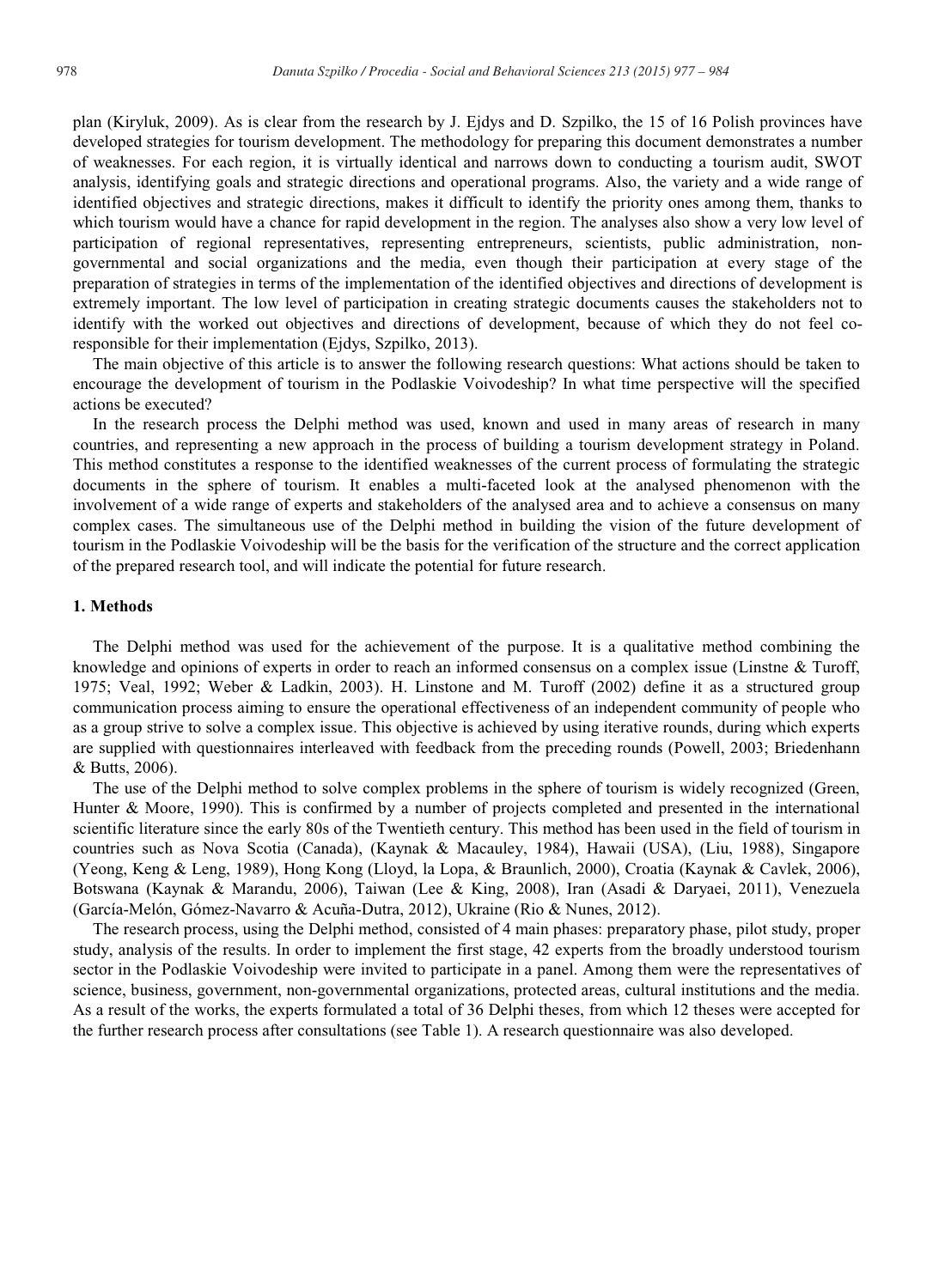plan (Kiryluk, 2009). As is clear from the research by J. Ejdys and D. Szpilko, the 15 of 16 Polish provinces have developed strategies for tourism development. The methodology for preparing this document demonstrates a number of weaknesses. For each region, it is virtually identical and narrows down to conducting a tourism audit, SWOT analysis, identifying goals and strategic directions and operational programs. Also, the variety and a wide range of identified objectives and strategic directions, makes it difficult to identify the priority ones among them, thanks to which tourism would have a chance for rapid development in the region. The analyses also show a very low level of participation of regional representatives, representing entrepreneurs, scientists, public administration, non-governmental and social organizations and the media, even though their participation at every stage of the preparation of strategies in terms of the implementation of the identified objectives and directions of development is extremely important. The low level of participation in creating strategic documents causes the stakeholders not to identify with the worked out objectives and directions of development, because of which they do not feel co-responsible for their implementation (Ejdys, Szpilko, 2013).

The main objective of this article is to answer the following research questions: What actions should be taken to encourage the development of tourism in the Podlaskie Voivodeship? In what time perspective will the specified actions be executed?

In the research process the Delphi method was used, known and used in many areas of research in many countries, and representing a new approach in the process of building a tourism development strategy in Poland. This method constitutes a response to the identified weaknesses of the current process of formulating the strategic documents in the sphere of tourism. It enables a multi-faceted look at the analysed phenomenon with the involvement of a wide range of experts and stakeholders of the analysed area and to achieve a consensus on many complex cases. The simultaneous use of the Delphi method in building the vision of the future development of tourism in the Podlaskie Voivodeship will be the basis for the verification of the structure and the correct application of the prepared research tool, and will indicate the potential for future research.

## 1. Methods

The Delphi method was used for the achievement of the purpose. It is a qualitative method combining the knowledge and opinions of experts in order to reach an informed consensus on a complex issue (Linstne & Turoff, 1975; Veal, 1992; Weber & Ladkin, 2003). H. Linstone and M. Turoff (2002) define it as a structured group communication process aiming to ensure the operational effectiveness of an independent community of people who as a group strive to solve a complex issue. This objective is achieved by using iterative rounds, during which experts are supplied with questionnaires interleaved with feedback from the preceding rounds (Powell, 2003; Briedenhann & Butts, 2006).

The use of the Delphi method to solve complex problems in the sphere of tourism is widely recognized (Green, Hunter & Moore, 1990). This is confirmed by a number of projects completed and presented in the international scientific literature since the early 80s of the Twentieth century. This method has been used in the field of tourism in countries such as Nova Scotia (Canada), (Kaynak & Macauley, 1984), Hawaii (USA), (Liu, 1988), Singapore (Yeong, Keng & Leng, 1989), Hong Kong (Lloyd, la Lopa, & Braunlich, 2000), Croatia (Kaynak & Cavlek, 2006), Botswana (Kaynak & Marandu, 2006), Taiwan (Lee & King, 2008), Iran (Asadi & Daryaei, 2011), Venezuela (García-Melón, Gómez-Navarro & Acuña-Dutra, 2012), Ukraine (Rio & Nunes, 2012).

The research process, using the Delphi method, consisted of 4 main phases: preparatory phase, pilot study, proper study, analysis of the results. In order to implement the first stage, 42 experts from the broadly understood tourism sector in the Podlaskie Voivodeship were invited to participate in a panel. Among them were the representatives of science, business, government, non-governmental organizations, protected areas, cultural institutions and the media. As a result of the works, the experts formulated a total of 36 Delphi theses, from which 12 theses were accepted for the further research process after consultations (see Table 1). A research questionnaire was also developed.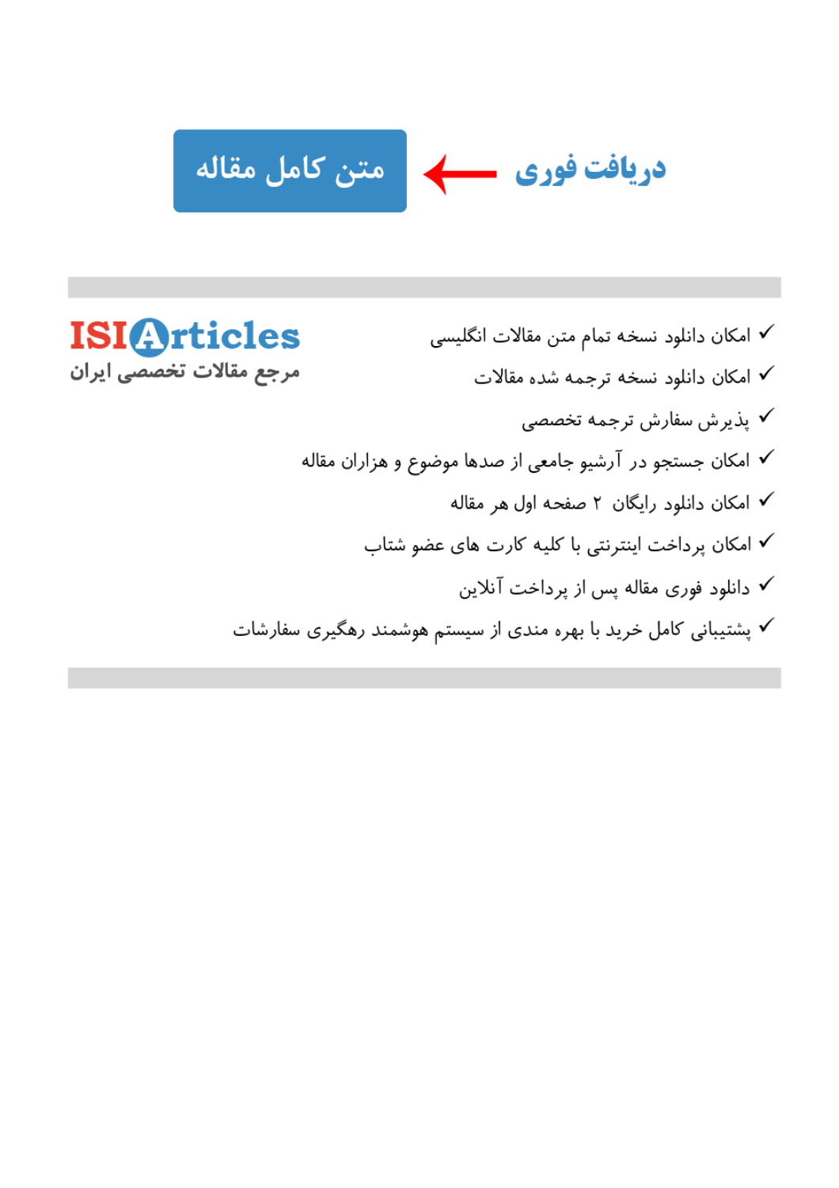دریافت فوری ← **متن کامل مقاله**

**ISIArticles**
مرجع مقالات تخصصی ایران

- ✓ امکان دانلود نسخه تمام متن مقالات انگلیسی
- ✓ امکان دانلود نسخه ترجمه شده مقالات
- ✓ پذیرش سفارش ترجمه تخصصی
- ✓ امکان جستجو در آرشیو جامعی از صدها موضوع و هزاران مقاله
- ✓ امکان دانلود رایگان ۲ صفحه اول هر مقاله
- ✓ امکان پرداخت اینترنتی با کلیه کارت های عضو شتاب
- ✓ دانلود فوری مقاله پس از پرداخت آنلاین
- ✓ پشتیبانی کامل خرید با بهره مندی از سیستم هوشمند رهگیری سفارشات